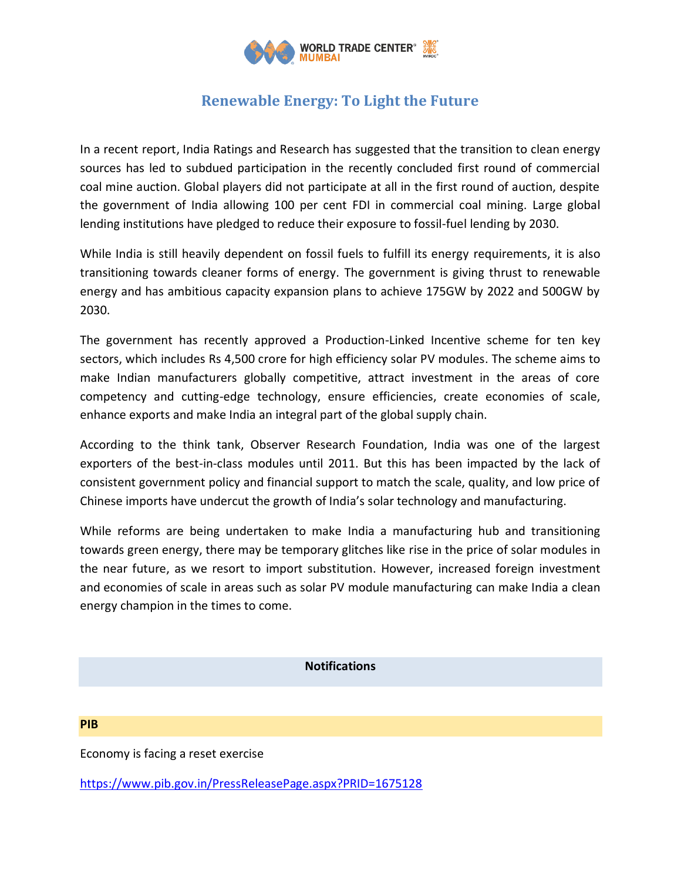# Renewable Energy: To Light the Future

In a recent report, India Ratings and Research has suggested that the transition to clean energy sources has led to subdued participation in the recently concluded first round of commercial coal mine auction. Global players did not participate at all in the first round of auction, despite the government of India allowing 100 per cent FDI in commercial coal mining. Large global lending institutions have pledged to reduce their exposure to fossil-fuel lending by 2030.

While India is still heavily dependent on fossil fuels to fulfill its energy requirements, it is also transitioning towards cleaner forms of energy. The government is giving thrust to renewable energy and has ambitious capacity expansion plans to achieve 175GW by 2022 and 500GW by 2030.

The government has recently approved a Production-Linked Incentive scheme for ten key sectors, which includes Rs 4,500 crore for high efficiency solar PV modules. The scheme aims to make Indian manufacturers globally competitive, attract investment in the areas of core competency and cutting-edge technology, ensure efficiencies, create economies of scale, enhance exports and make India an integral part of the global supply chain.

According to the think tank, Observer Research Foundation, India was one of the largest exporters of the best-in-class modules until 2011. But this has been impacted by the lack of consistent government policy and financial support to match the scale, quality, and low price of Chinese imports have undercut the growth of India's solar technology and manufacturing.

While reforms are being undertaken to make India a manufacturing hub and transitioning towards green energy, there may be temporary glitches like rise in the price of solar modules in the near future, as we resort to import substitution. However, increased foreign investment and economies of scale in areas such as solar PV module manufacturing can make India a clean energy champion in the times to come.

## Notifications

### PIB

Economy is facing a reset exercise

https://www.pib.gov.in/PressReleasePage.aspx?PRID=1675128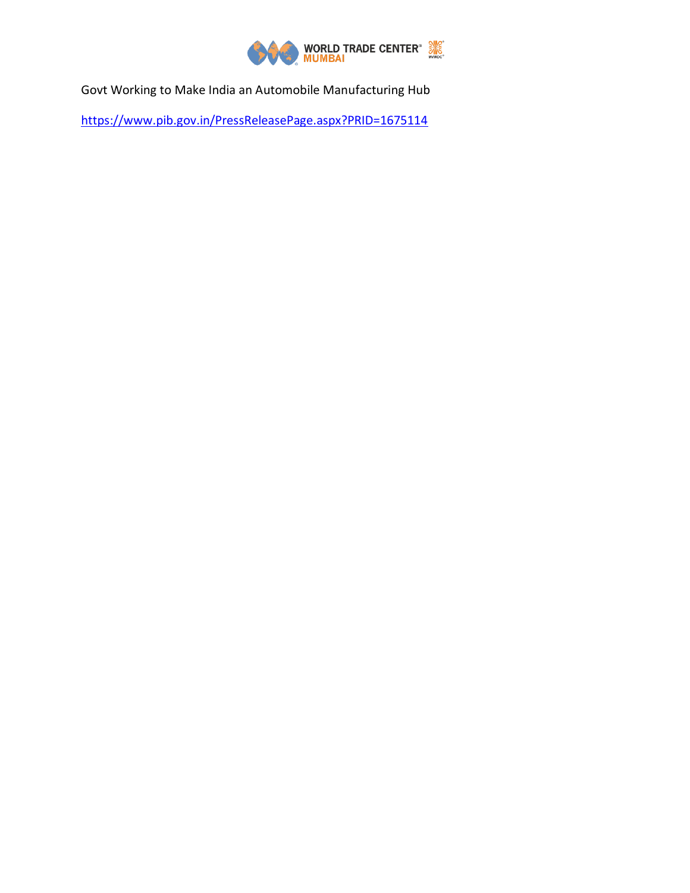Govt Working to Make India an Automobile Manufacturing Hub

https://www.pib.gov.in/PressReleasePage.aspx?PRID=1675114